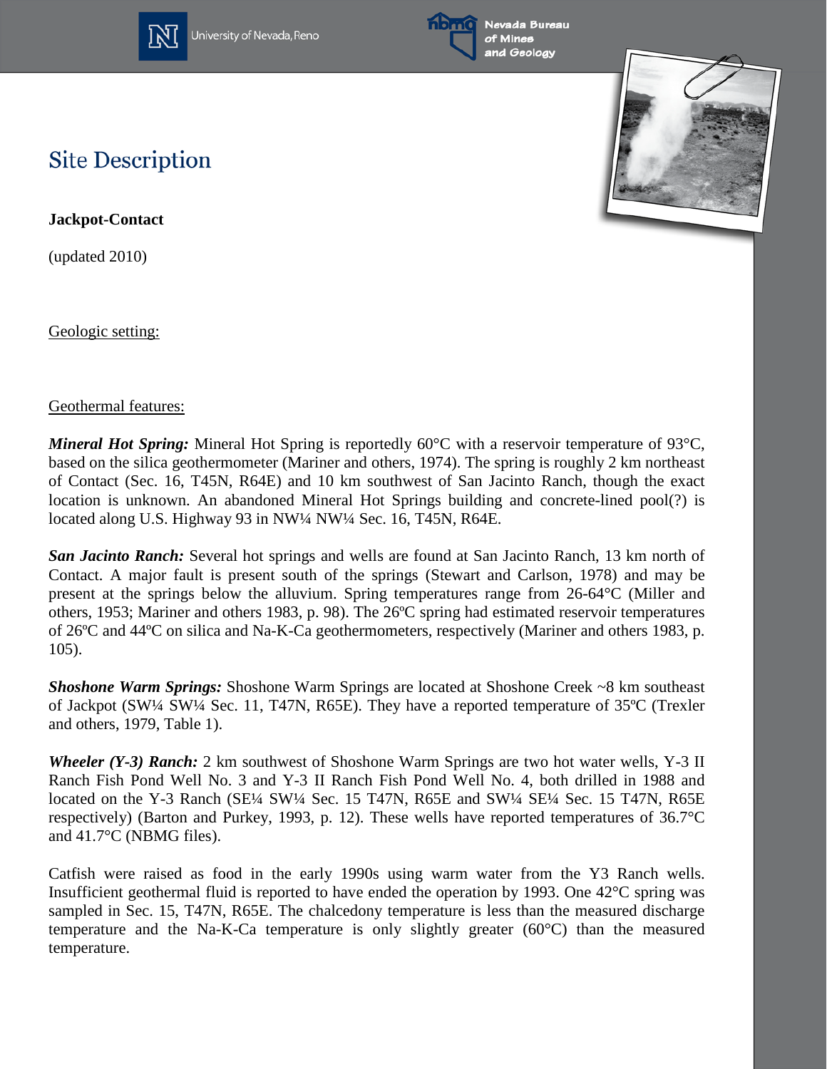# Site Description

**Jackpot-Contact**

(updated 2010)

Geologic setting:

Geothermal features:

***Mineral Hot Spring:*** Mineral Hot Spring is reportedly 60°C with a reservoir temperature of 93°C, based on the silica geothermometer (Mariner and others, 1974). The spring is roughly 2 km northeast of Contact (Sec. 16, T45N, R64E) and 10 km southwest of San Jacinto Ranch, though the exact location is unknown. An abandoned Mineral Hot Springs building and concrete-lined pool(?) is located along U.S. Highway 93 in NW¼ NW¼ Sec. 16, T45N, R64E.

***San Jacinto Ranch:*** Several hot springs and wells are found at San Jacinto Ranch, 13 km north of Contact. A major fault is present south of the springs (Stewart and Carlson, 1978) and may be present at the springs below the alluvium. Spring temperatures range from 26-64°C (Miller and others, 1953; Mariner and others 1983, p. 98). The 26ºC spring had estimated reservoir temperatures of 26ºC and 44ºC on silica and Na-K-Ca geothermometers, respectively (Mariner and others 1983, p. 105).

***Shoshone Warm Springs:*** Shoshone Warm Springs are located at Shoshone Creek ~8 km southeast of Jackpot (SW¼ SW¼ Sec. 11, T47N, R65E). They have a reported temperature of 35ºC (Trexler and others, 1979, Table 1).

***Wheeler (Y-3) Ranch:*** 2 km southwest of Shoshone Warm Springs are two hot water wells, Y-3 II Ranch Fish Pond Well No. 3 and Y-3 II Ranch Fish Pond Well No. 4, both drilled in 1988 and located on the Y-3 Ranch (SE¼ SW¼ Sec. 15 T47N, R65E and SW¼ SE¼ Sec. 15 T47N, R65E respectively) (Barton and Purkey, 1993, p. 12). These wells have reported temperatures of 36.7°C and 41.7°C (NBMG files).

Catfish were raised as food in the early 1990s using warm water from the Y3 Ranch wells. Insufficient geothermal fluid is reported to have ended the operation by 1993. One 42°C spring was sampled in Sec. 15, T47N, R65E. The chalcedony temperature is less than the measured discharge temperature and the Na-K-Ca temperature is only slightly greater (60°C) than the measured temperature.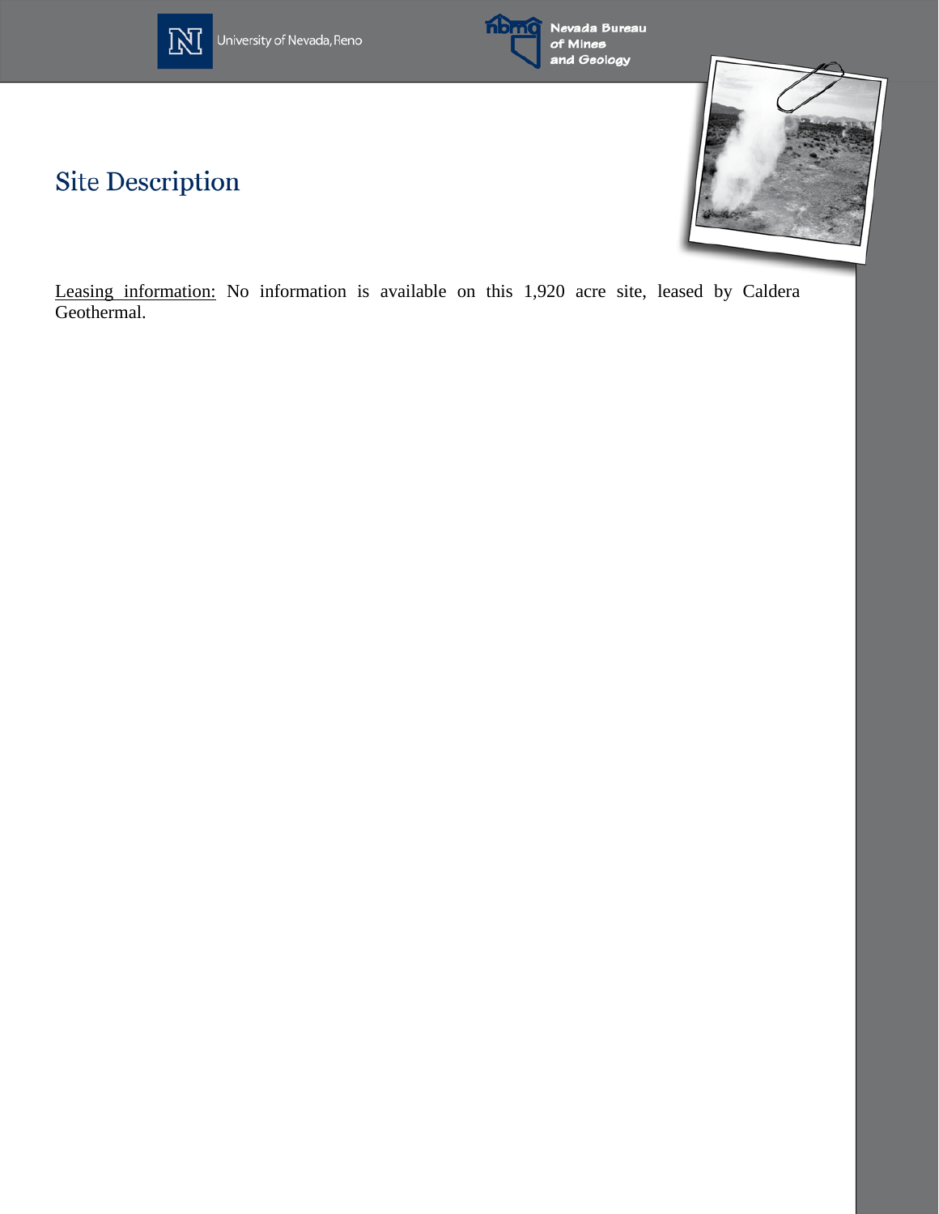# Site Description

Leasing information: No information is available on this 1,920 acre site, leased by Caldera Geothermal.